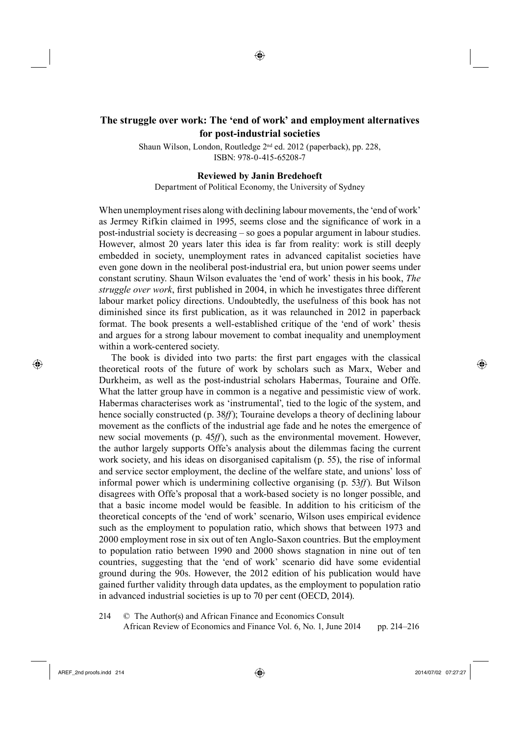# The struggle over work: The 'end of work' and employment alternatives for post-industrial societies

Shaun Wilson, London, Routledge 2nd ed. 2012 (paperback), pp. 228, ISBN: 978-0-415-65208-7

**Reviewed by Janin Bredehoeft**

Department of Political Economy, the University of Sydney

When unemployment rises along with declining labour movements, the 'end of work' as Jermey Rifkin claimed in 1995, seems close and the significance of work in a post-industrial society is decreasing – so goes a popular argument in labour studies. However, almost 20 years later this idea is far from reality: work is still deeply embedded in society, unemployment rates in advanced capitalist societies have even gone down in the neoliberal post-industrial era, but union power seems under constant scrutiny. Shaun Wilson evaluates the 'end of work' thesis in his book, *The struggle over work*, first published in 2004, in which he investigates three different labour market policy directions. Undoubtedly, the usefulness of this book has not diminished since its first publication, as it was relaunched in 2012 in paperback format. The book presents a well-established critique of the 'end of work' thesis and argues for a strong labour movement to combat inequality and unemployment within a work-centered society.

The book is divided into two parts: the first part engages with the classical theoretical roots of the future of work by scholars such as Marx, Weber and Durkheim, as well as the post-industrial scholars Habermas, Touraine and Offe. What the latter group have in common is a negative and pessimistic view of work. Habermas characterises work as 'instrumental', tied to the logic of the system, and hence socially constructed (p. 38*ff*); Touraine develops a theory of declining labour movement as the conflicts of the industrial age fade and he notes the emergence of new social movements (p. 45*ff*), such as the environmental movement. However, the author largely supports Offe's analysis about the dilemmas facing the current work society, and his ideas on disorganised capitalism (p. 55), the rise of informal and service sector employment, the decline of the welfare state, and unions' loss of informal power which is undermining collective organising (p. 53*ff*). But Wilson disagrees with Offe's proposal that a work-based society is no longer possible, and that a basic income model would be feasible. In addition to his criticism of the theoretical concepts of the 'end of work' scenario, Wilson uses empirical evidence such as the employment to population ratio, which shows that between 1973 and 2000 employment rose in six out of ten Anglo-Saxon countries. But the employment to population ratio between 1990 and 2000 shows stagnation in nine out of ten countries, suggesting that the 'end of work' scenario did have some evidential ground during the 90s. However, the 2012 edition of his publication would have gained further validity through data updates, as the employment to population ratio in advanced industrial societies is up to 70 per cent (OECD, 2014).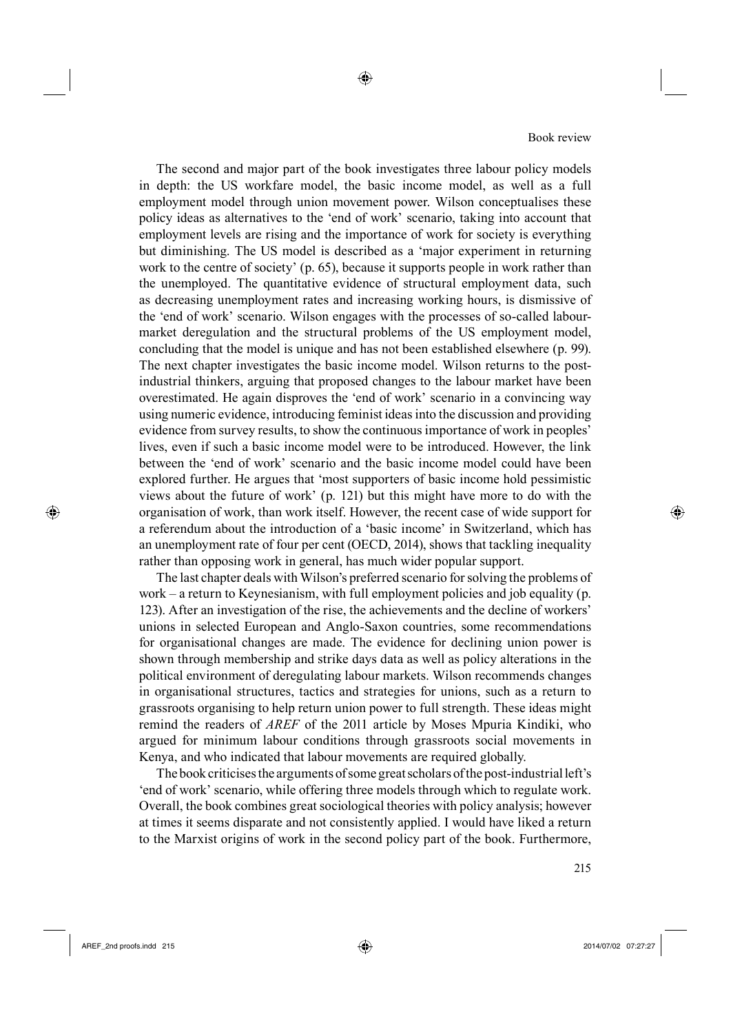The second and major part of the book investigates three labour policy models in depth: the US workfare model, the basic income model, as well as a full employment model through union movement power. Wilson conceptualises these policy ideas as alternatives to the 'end of work' scenario, taking into account that employment levels are rising and the importance of work for society is everything but diminishing. The US model is described as a 'major experiment in returning work to the centre of society' (p. 65), because it supports people in work rather than the unemployed. The quantitative evidence of structural employment data, such as decreasing unemployment rates and increasing working hours, is dismissive of the 'end of work' scenario. Wilson engages with the processes of so-called labour-market deregulation and the structural problems of the US employment model, concluding that the model is unique and has not been established elsewhere (p. 99). The next chapter investigates the basic income model. Wilson returns to the post-industrial thinkers, arguing that proposed changes to the labour market have been overestimated. He again disproves the 'end of work' scenario in a convincing way using numeric evidence, introducing feminist ideas into the discussion and providing evidence from survey results, to show the continuous importance of work in peoples' lives, even if such a basic income model were to be introduced. However, the link between the 'end of work' scenario and the basic income model could have been explored further. He argues that 'most supporters of basic income hold pessimistic views about the future of work' (p. 121) but this might have more to do with the organisation of work, than work itself. However, the recent case of wide support for a referendum about the introduction of a 'basic income' in Switzerland, which has an unemployment rate of four per cent (OECD, 2014), shows that tackling inequality rather than opposing work in general, has much wider popular support.

The last chapter deals with Wilson's preferred scenario for solving the problems of work – a return to Keynesianism, with full employment policies and job equality (p. 123). After an investigation of the rise, the achievements and the decline of workers' unions in selected European and Anglo-Saxon countries, some recommendations for organisational changes are made. The evidence for declining union power is shown through membership and strike days data as well as policy alterations in the political environment of deregulating labour markets. Wilson recommends changes in organisational structures, tactics and strategies for unions, such as a return to grassroots organising to help return union power to full strength. These ideas might remind the readers of *AREF* of the 2011 article by Moses Mpuria Kindiki, who argued for minimum labour conditions through grassroots social movements in Kenya, and who indicated that labour movements are required globally.

The book criticises the arguments of some great scholars of the post-industrial left's 'end of work' scenario, while offering three models through which to regulate work. Overall, the book combines great sociological theories with policy analysis; however at times it seems disparate and not consistently applied. I would have liked a return to the Marxist origins of work in the second policy part of the book. Furthermore,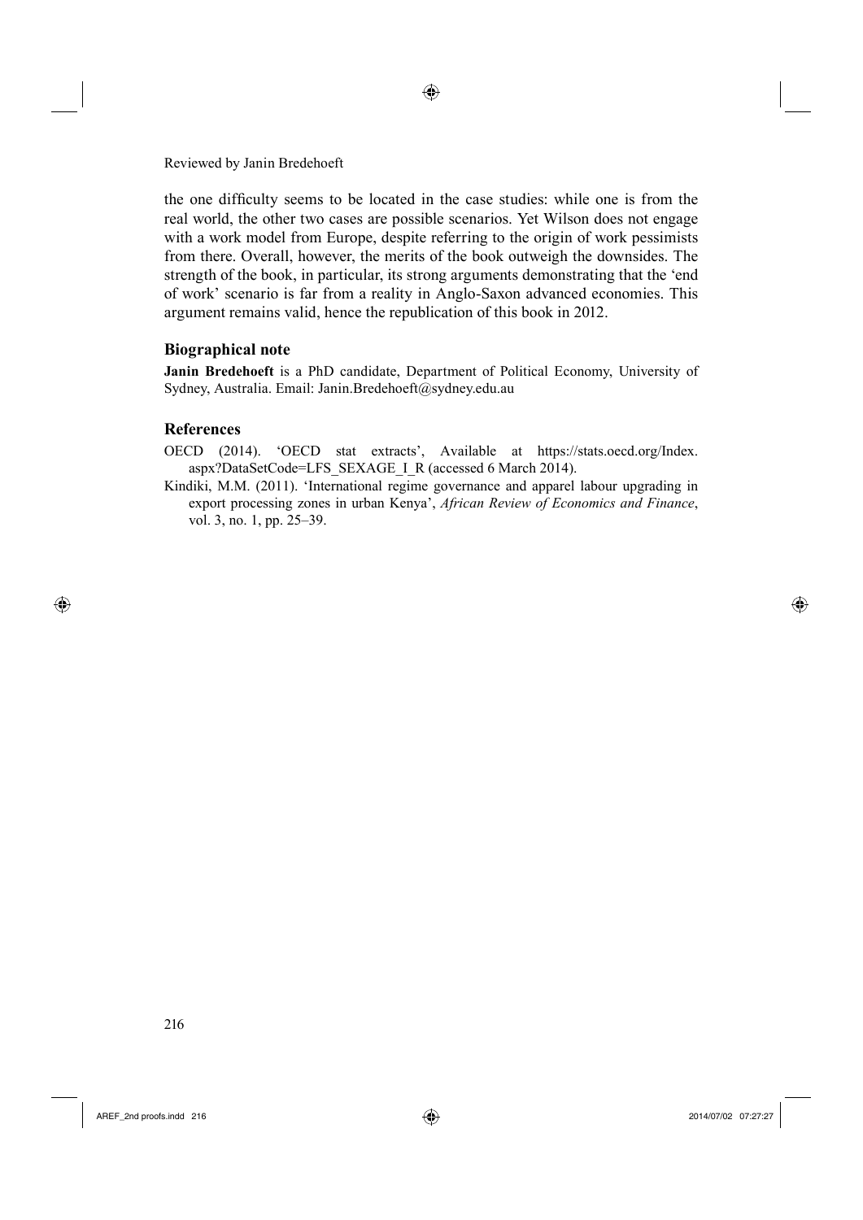the one difficulty seems to be located in the case studies: while one is from the real world, the other two cases are possible scenarios. Yet Wilson does not engage with a work model from Europe, despite referring to the origin of work pessimists from there. Overall, however, the merits of the book outweigh the downsides. The strength of the book, in particular, its strong arguments demonstrating that the 'end of work' scenario is far from a reality in Anglo-Saxon advanced economies. This argument remains valid, hence the republication of this book in 2012.

## Biographical note

**Janin Bredehoeft** is a PhD candidate, Department of Political Economy, University of Sydney, Australia. Email: Janin.Bredehoeft@sydney.edu.au

## References

OECD (2014). 'OECD stat extracts', Available at https://stats.oecd.org/Index.aspx?DataSetCode=LFS_SEXAGE_I_R (accessed 6 March 2014).

Kindiki, M.M. (2011). 'International regime governance and apparel labour upgrading in export processing zones in urban Kenya', *African Review of Economics and Finance*, vol. 3, no. 1, pp. 25–39.